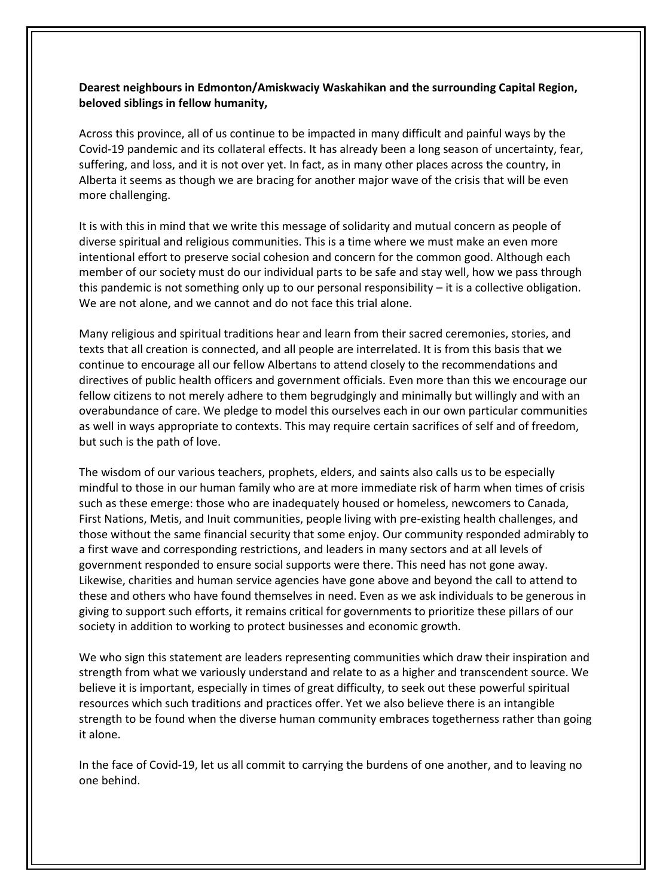**Dearest neighbours in Edmonton/Amiskwaciy Waskahikan and the surrounding Capital Region, beloved siblings in fellow humanity,**

Across this province, all of us continue to be impacted in many difficult and painful ways by the Covid-19 pandemic and its collateral effects. It has already been a long season of uncertainty, fear, suffering, and loss, and it is not over yet. In fact, as in many other places across the country, in Alberta it seems as though we are bracing for another major wave of the crisis that will be even more challenging.

It is with this in mind that we write this message of solidarity and mutual concern as people of diverse spiritual and religious communities. This is a time where we must make an even more intentional effort to preserve social cohesion and concern for the common good. Although each member of our society must do our individual parts to be safe and stay well, how we pass through this pandemic is not something only up to our personal responsibility – it is a collective obligation. We are not alone, and we cannot and do not face this trial alone.

Many religious and spiritual traditions hear and learn from their sacred ceremonies, stories, and texts that all creation is connected, and all people are interrelated. It is from this basis that we continue to encourage all our fellow Albertans to attend closely to the recommendations and directives of public health officers and government officials. Even more than this we encourage our fellow citizens to not merely adhere to them begrudgingly and minimally but willingly and with an overabundance of care. We pledge to model this ourselves each in our own particular communities as well in ways appropriate to contexts. This may require certain sacrifices of self and of freedom, but such is the path of love.

The wisdom of our various teachers, prophets, elders, and saints also calls us to be especially mindful to those in our human family who are at more immediate risk of harm when times of crisis such as these emerge: those who are inadequately housed or homeless, newcomers to Canada, First Nations, Metis, and Inuit communities, people living with pre-existing health challenges, and those without the same financial security that some enjoy. Our community responded admirably to a first wave and corresponding restrictions, and leaders in many sectors and at all levels of government responded to ensure social supports were there. This need has not gone away. Likewise, charities and human service agencies have gone above and beyond the call to attend to these and others who have found themselves in need. Even as we ask individuals to be generous in giving to support such efforts, it remains critical for governments to prioritize these pillars of our society in addition to working to protect businesses and economic growth.

We who sign this statement are leaders representing communities which draw their inspiration and strength from what we variously understand and relate to as a higher and transcendent source. We believe it is important, especially in times of great difficulty, to seek out these powerful spiritual resources which such traditions and practices offer. Yet we also believe there is an intangible strength to be found when the diverse human community embraces togetherness rather than going it alone.

In the face of Covid-19, let us all commit to carrying the burdens of one another, and to leaving no one behind.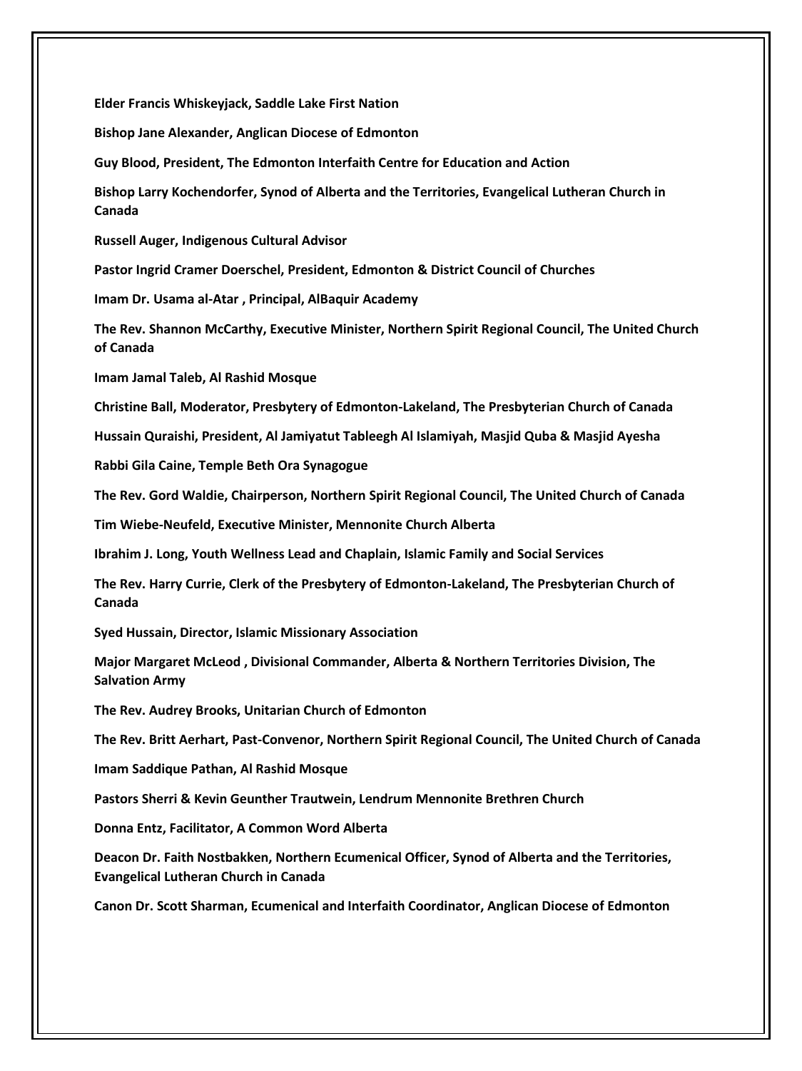**Elder Francis Whiskeyjack, Saddle Lake First Nation**

**Bishop Jane Alexander, Anglican Diocese of Edmonton**

**Guy Blood, President, The Edmonton Interfaith Centre for Education and Action**

**Bishop Larry Kochendorfer, Synod of Alberta and the Territories, Evangelical Lutheran Church in Canada**

**Russell Auger, Indigenous Cultural Advisor**

**Pastor Ingrid Cramer Doerschel, President, Edmonton & District Council of Churches**

**Imam Dr. Usama al-Atar , Principal, AlBaquir Academy**

**The Rev. Shannon McCarthy, Executive Minister, Northern Spirit Regional Council, The United Church of Canada**

**Imam Jamal Taleb, Al Rashid Mosque**

**Christine Ball, Moderator, Presbytery of Edmonton-Lakeland, The Presbyterian Church of Canada**

**Hussain Quraishi, President, Al Jamiyatut Tableegh Al Islamiyah, Masjid Quba & Masjid Ayesha**

**Rabbi Gila Caine, Temple Beth Ora Synagogue**

**The Rev. Gord Waldie, Chairperson, Northern Spirit Regional Council, The United Church of Canada**

**Tim Wiebe-Neufeld, Executive Minister, Mennonite Church Alberta**

**Ibrahim J. Long, Youth Wellness Lead and Chaplain, Islamic Family and Social Services**

**The Rev. Harry Currie, Clerk of the Presbytery of Edmonton-Lakeland, The Presbyterian Church of Canada**

**Syed Hussain, Director, Islamic Missionary Association**

**Major Margaret McLeod , Divisional Commander, Alberta & Northern Territories Division, The Salvation Army**

**The Rev. Audrey Brooks, Unitarian Church of Edmonton**

**The Rev. Britt Aerhart, Past-Convenor, Northern Spirit Regional Council, The United Church of Canada**

**Imam Saddique Pathan, Al Rashid Mosque**

**Pastors Sherri & Kevin Geunther Trautwein, Lendrum Mennonite Brethren Church**

**Donna Entz, Facilitator, A Common Word Alberta**

**Deacon Dr. Faith Nostbakken, Northern Ecumenical Officer, Synod of Alberta and the Territories, Evangelical Lutheran Church in Canada**

**Canon Dr. Scott Sharman, Ecumenical and Interfaith Coordinator, Anglican Diocese of Edmonton**